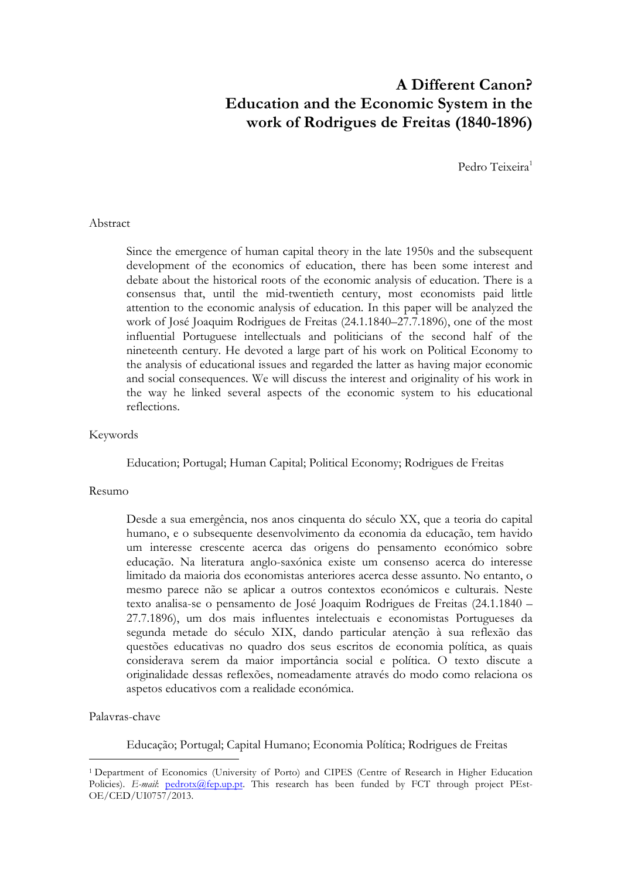# A Different Canon?
# Education and the Economic System in the work of Rodrigues de Freitas (1840-1896)

Pedro Teixeira[1]

Abstract

> Since the emergence of human capital theory in the late 1950s and the subsequent development of the economics of education, there has been some interest and debate about the historical roots of the economic analysis of education. There is a consensus that, until the mid-twentieth century, most economists paid little attention to the economic analysis of education. In this paper will be analyzed the work of José Joaquim Rodrigues de Freitas (24.1.1840–27.7.1896), one of the most influential Portuguese intellectuals and politicians of the second half of the nineteenth century. He devoted a large part of his work on Political Economy to the analysis of educational issues and regarded the latter as having major economic and social consequences. We will discuss the interest and originality of his work in the way he linked several aspects of the economic system to his educational reflections.

Keywords

> Education; Portugal; Human Capital; Political Economy; Rodrigues de Freitas

Resumo

> Desde a sua emergência, nos anos cinquenta do século XX, que a teoria do capital humano, e o subsequente desenvolvimento da economia da educação, tem havido um interesse crescente acerca das origens do pensamento económico sobre educação. Na literatura anglo-saxónica existe um consenso acerca do interesse limitado da maioria dos economistas anteriores acerca desse assunto. No entanto, o mesmo parece não se aplicar a outros contextos económicos e culturais. Neste texto analisa-se o pensamento de José Joaquim Rodrigues de Freitas (24.1.1840 – 27.7.1896), um dos mais influentes intelectuais e economistas Portugueses da segunda metade do século XIX, dando particular atenção à sua reflexão das questões educativas no quadro dos seus escritos de economia política, as quais considerava serem da maior importância social e política. O texto discute a originalidade dessas reflexões, nomeadamente através do modo como relaciona os aspetos educativos com a realidade económica.

Palavras-chave

> Educação; Portugal; Capital Humano; Economia Política; Rodrigues de Freitas

---

[1] Department of Economics (University of Porto) and CIPES (Centre of Research in Higher Education Policies). *E-mail*: pedrotx@fep.up.pt. This research has been funded by FCT through project PEst-OE/CED/UI0757/2013.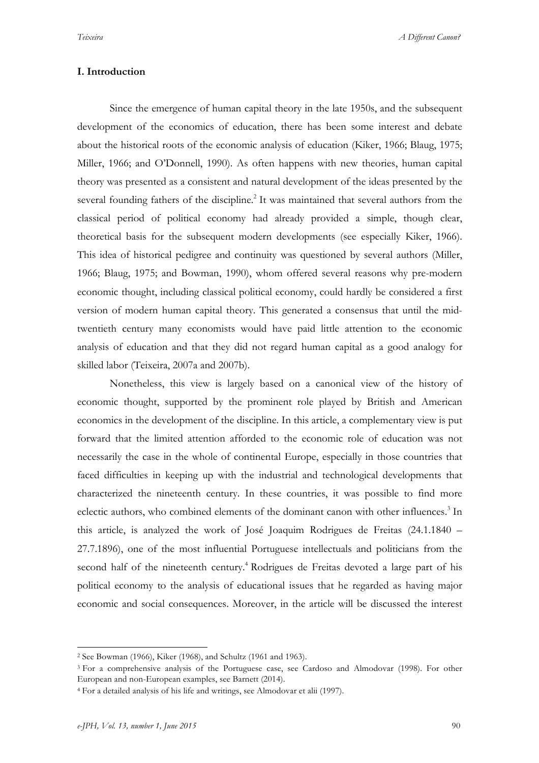## I. Introduction

Since the emergence of human capital theory in the late 1950s, and the subsequent development of the economics of education, there has been some interest and debate about the historical roots of the economic analysis of education (Kiker, 1966; Blaug, 1975; Miller, 1966; and O'Donnell, 1990). As often happens with new theories, human capital theory was presented as a consistent and natural development of the ideas presented by the several founding fathers of the discipline.[2] It was maintained that several authors from the classical period of political economy had already provided a simple, though clear, theoretical basis for the subsequent modern developments (see especially Kiker, 1966). This idea of historical pedigree and continuity was questioned by several authors (Miller, 1966; Blaug, 1975; and Bowman, 1990), whom offered several reasons why pre-modern economic thought, including classical political economy, could hardly be considered a first version of modern human capital theory. This generated a consensus that until the mid-twentieth century many economists would have paid little attention to the economic analysis of education and that they did not regard human capital as a good analogy for skilled labor (Teixeira, 2007a and 2007b).

Nonetheless, this view is largely based on a canonical view of the history of economic thought, supported by the prominent role played by British and American economics in the development of the discipline. In this article, a complementary view is put forward that the limited attention afforded to the economic role of education was not necessarily the case in the whole of continental Europe, especially in those countries that faced difficulties in keeping up with the industrial and technological developments that characterized the nineteenth century. In these countries, it was possible to find more eclectic authors, who combined elements of the dominant canon with other influences.[3] In this article, is analyzed the work of José Joaquim Rodrigues de Freitas (24.1.1840 – 27.7.1896), one of the most influential Portuguese intellectuals and politicians from the second half of the nineteenth century.[4] Rodrigues de Freitas devoted a large part of his political economy to the analysis of educational issues that he regarded as having major economic and social consequences. Moreover, in the article will be discussed the interest

---

[2] See Bowman (1966), Kiker (1968), and Schultz (1961 and 1963).

[3] For a comprehensive analysis of the Portuguese case, see Cardoso and Almodovar (1998). For other European and non-European examples, see Barnett (2014).

[4] For a detailed analysis of his life and writings, see Almodovar et alii (1997).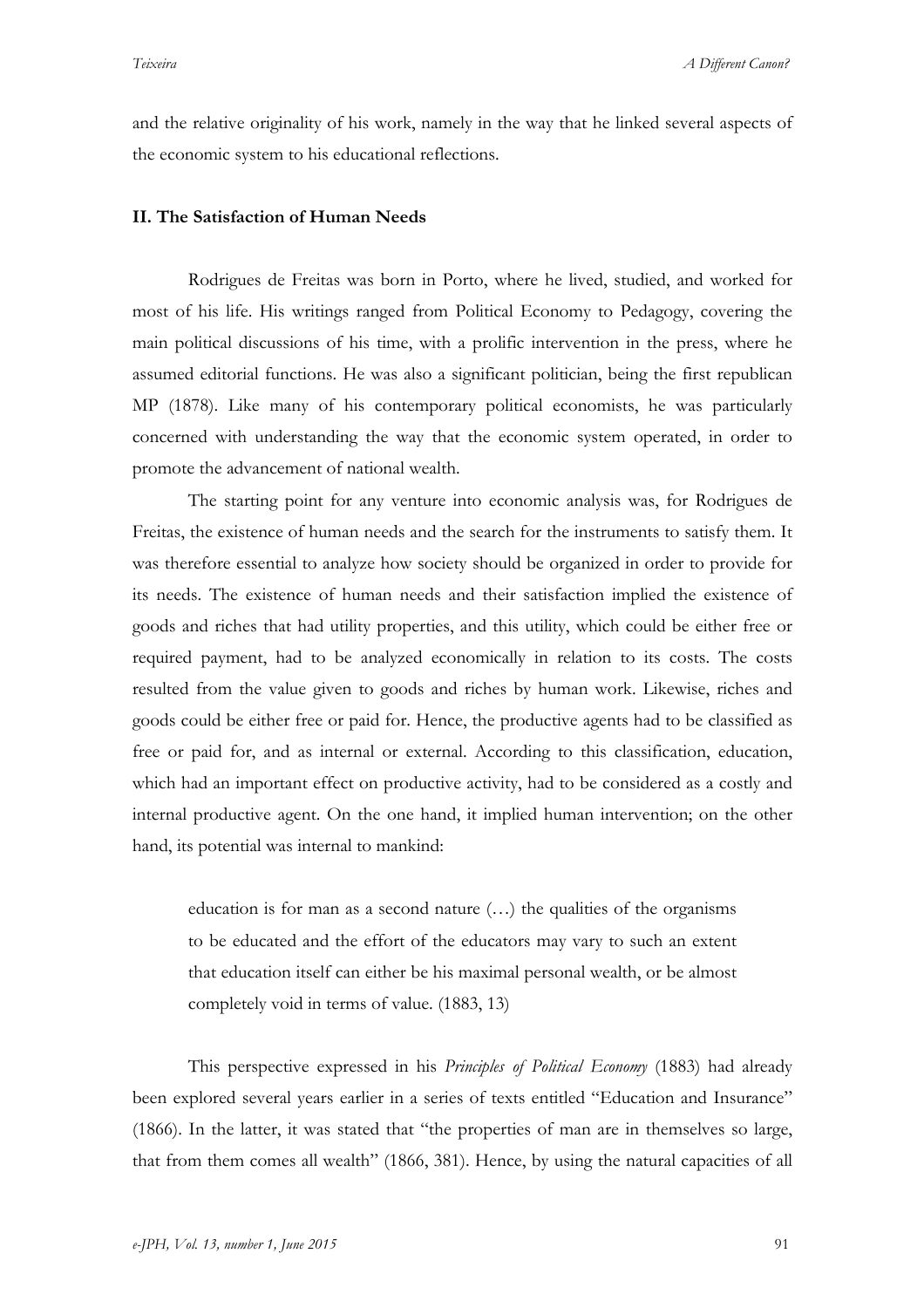and the relative originality of his work, namely in the way that he linked several aspects of the economic system to his educational reflections.

## II. The Satisfaction of Human Needs

Rodrigues de Freitas was born in Porto, where he lived, studied, and worked for most of his life. His writings ranged from Political Economy to Pedagogy, covering the main political discussions of his time, with a prolific intervention in the press, where he assumed editorial functions. He was also a significant politician, being the first republican MP (1878). Like many of his contemporary political economists, he was particularly concerned with understanding the way that the economic system operated, in order to promote the advancement of national wealth.

The starting point for any venture into economic analysis was, for Rodrigues de Freitas, the existence of human needs and the search for the instruments to satisfy them. It was therefore essential to analyze how society should be organized in order to provide for its needs. The existence of human needs and their satisfaction implied the existence of goods and riches that had utility properties, and this utility, which could be either free or required payment, had to be analyzed economically in relation to its costs. The costs resulted from the value given to goods and riches by human work. Likewise, riches and goods could be either free or paid for. Hence, the productive agents had to be classified as free or paid for, and as internal or external. According to this classification, education, which had an important effect on productive activity, had to be considered as a costly and internal productive agent. On the one hand, it implied human intervention; on the other hand, its potential was internal to mankind:

> education is for man as a second nature (…) the qualities of the organisms to be educated and the effort of the educators may vary to such an extent that education itself can either be his maximal personal wealth, or be almost completely void in terms of value. (1883, 13)

This perspective expressed in his *Principles of Political Economy* (1883) had already been explored several years earlier in a series of texts entitled "Education and Insurance" (1866). In the latter, it was stated that "the properties of man are in themselves so large, that from them comes all wealth" (1866, 381). Hence, by using the natural capacities of all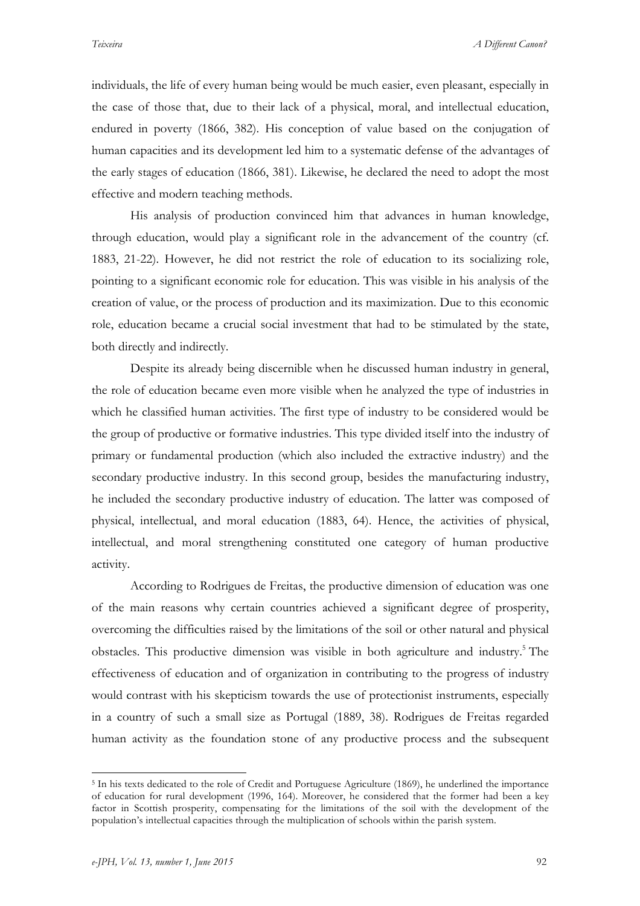individuals, the life of every human being would be much easier, even pleasant, especially in the case of those that, due to their lack of a physical, moral, and intellectual education, endured in poverty (1866, 382). His conception of value based on the conjugation of human capacities and its development led him to a systematic defense of the advantages of the early stages of education (1866, 381). Likewise, he declared the need to adopt the most effective and modern teaching methods.

His analysis of production convinced him that advances in human knowledge, through education, would play a significant role in the advancement of the country (cf. 1883, 21-22). However, he did not restrict the role of education to its socializing role, pointing to a significant economic role for education. This was visible in his analysis of the creation of value, or the process of production and its maximization. Due to this economic role, education became a crucial social investment that had to be stimulated by the state, both directly and indirectly.

Despite its already being discernible when he discussed human industry in general, the role of education became even more visible when he analyzed the type of industries in which he classified human activities. The first type of industry to be considered would be the group of productive or formative industries. This type divided itself into the industry of primary or fundamental production (which also included the extractive industry) and the secondary productive industry. In this second group, besides the manufacturing industry, he included the secondary productive industry of education. The latter was composed of physical, intellectual, and moral education (1883, 64). Hence, the activities of physical, intellectual, and moral strengthening constituted one category of human productive activity.

According to Rodrigues de Freitas, the productive dimension of education was one of the main reasons why certain countries achieved a significant degree of prosperity, overcoming the difficulties raised by the limitations of the soil or other natural and physical obstacles. This productive dimension was visible in both agriculture and industry.[5] The effectiveness of education and of organization in contributing to the progress of industry would contrast with his skepticism towards the use of protectionist instruments, especially in a country of such a small size as Portugal (1889, 38). Rodrigues de Freitas regarded human activity as the foundation stone of any productive process and the subsequent

[5] In his texts dedicated to the role of Credit and Portuguese Agriculture (1869), he underlined the importance of education for rural development (1996, 164). Moreover, he considered that the former had been a key factor in Scottish prosperity, compensating for the limitations of the soil with the development of the population's intellectual capacities through the multiplication of schools within the parish system.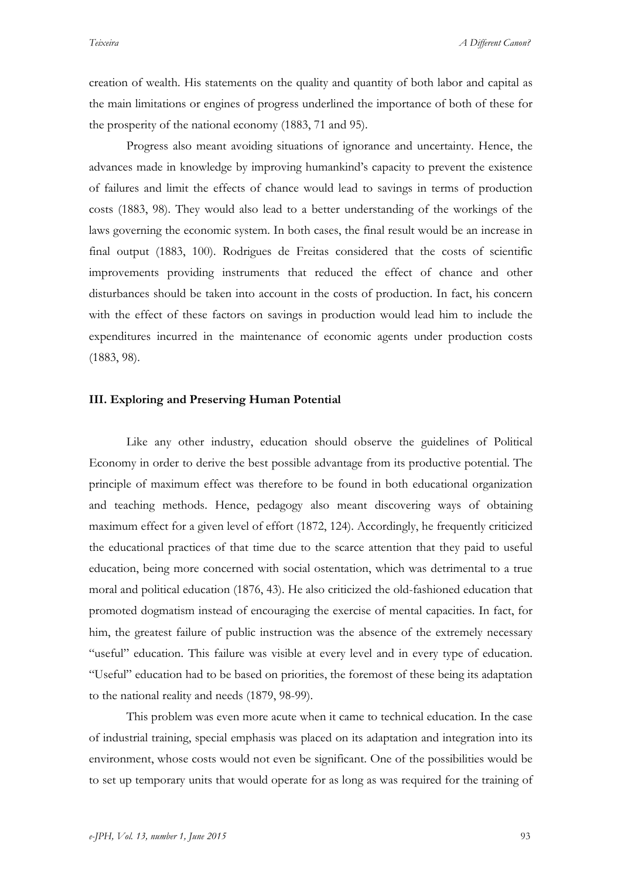creation of wealth. His statements on the quality and quantity of both labor and capital as the main limitations or engines of progress underlined the importance of both of these for the prosperity of the national economy (1883, 71 and 95).

Progress also meant avoiding situations of ignorance and uncertainty. Hence, the advances made in knowledge by improving humankind's capacity to prevent the existence of failures and limit the effects of chance would lead to savings in terms of production costs (1883, 98). They would also lead to a better understanding of the workings of the laws governing the economic system. In both cases, the final result would be an increase in final output (1883, 100). Rodrigues de Freitas considered that the costs of scientific improvements providing instruments that reduced the effect of chance and other disturbances should be taken into account in the costs of production. In fact, his concern with the effect of these factors on savings in production would lead him to include the expenditures incurred in the maintenance of economic agents under production costs (1883, 98).

## III. Exploring and Preserving Human Potential

Like any other industry, education should observe the guidelines of Political Economy in order to derive the best possible advantage from its productive potential. The principle of maximum effect was therefore to be found in both educational organization and teaching methods. Hence, pedagogy also meant discovering ways of obtaining maximum effect for a given level of effort (1872, 124). Accordingly, he frequently criticized the educational practices of that time due to the scarce attention that they paid to useful education, being more concerned with social ostentation, which was detrimental to a true moral and political education (1876, 43). He also criticized the old-fashioned education that promoted dogmatism instead of encouraging the exercise of mental capacities. In fact, for him, the greatest failure of public instruction was the absence of the extremely necessary "useful" education. This failure was visible at every level and in every type of education. "Useful" education had to be based on priorities, the foremost of these being its adaptation to the national reality and needs (1879, 98-99).

This problem was even more acute when it came to technical education. In the case of industrial training, special emphasis was placed on its adaptation and integration into its environment, whose costs would not even be significant. One of the possibilities would be to set up temporary units that would operate for as long as was required for the training of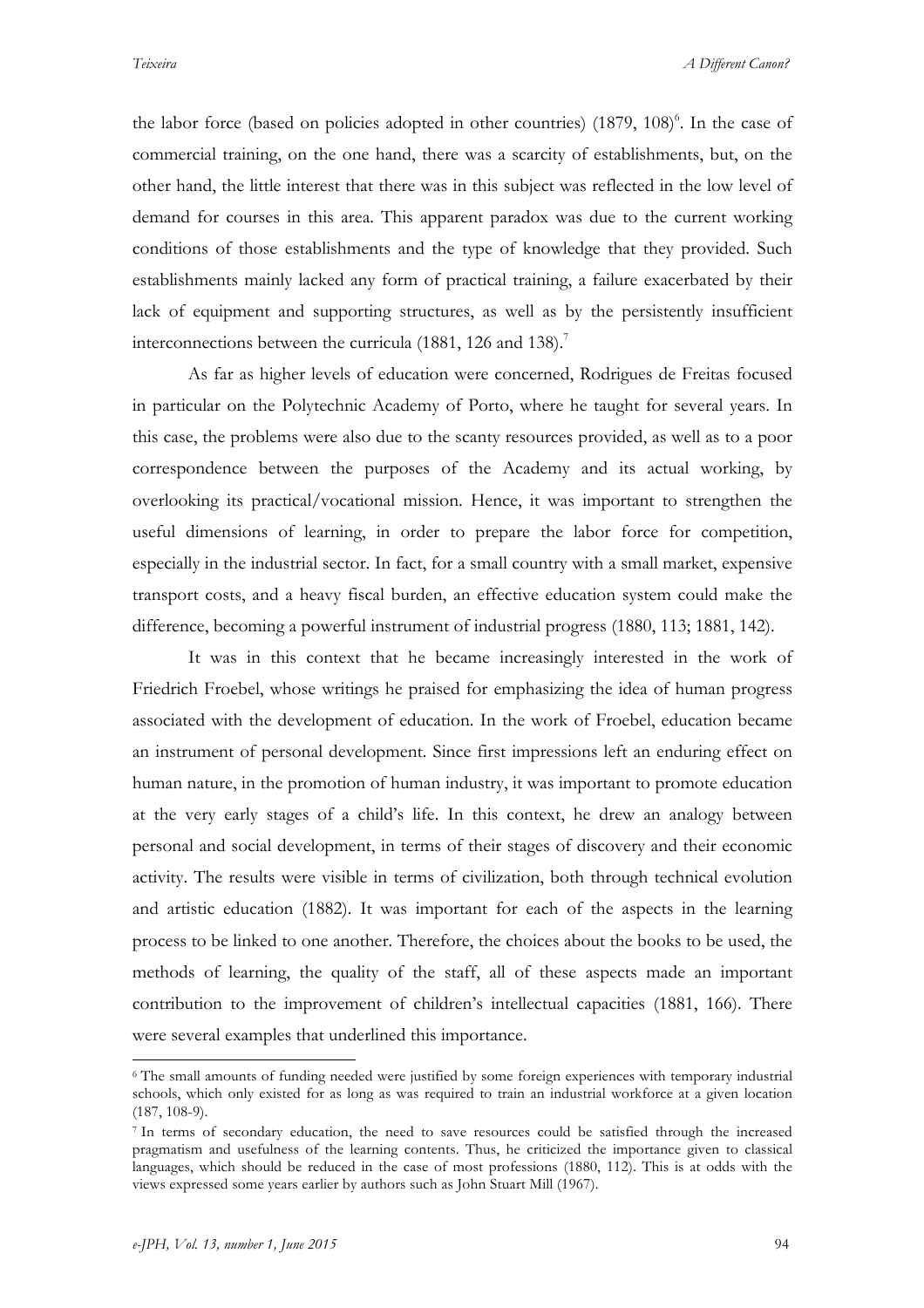the labor force (based on policies adopted in other countries) (1879, 108)[6]. In the case of commercial training, on the one hand, there was a scarcity of establishments, but, on the other hand, the little interest that there was in this subject was reflected in the low level of demand for courses in this area. This apparent paradox was due to the current working conditions of those establishments and the type of knowledge that they provided. Such establishments mainly lacked any form of practical training, a failure exacerbated by their lack of equipment and supporting structures, as well as by the persistently insufficient interconnections between the curricula (1881, 126 and 138).[7]

As far as higher levels of education were concerned, Rodrigues de Freitas focused in particular on the Polytechnic Academy of Porto, where he taught for several years. In this case, the problems were also due to the scanty resources provided, as well as to a poor correspondence between the purposes of the Academy and its actual working, by overlooking its practical/vocational mission. Hence, it was important to strengthen the useful dimensions of learning, in order to prepare the labor force for competition, especially in the industrial sector. In fact, for a small country with a small market, expensive transport costs, and a heavy fiscal burden, an effective education system could make the difference, becoming a powerful instrument of industrial progress (1880, 113; 1881, 142).

It was in this context that he became increasingly interested in the work of Friedrich Froebel, whose writings he praised for emphasizing the idea of human progress associated with the development of education. In the work of Froebel, education became an instrument of personal development. Since first impressions left an enduring effect on human nature, in the promotion of human industry, it was important to promote education at the very early stages of a child's life. In this context, he drew an analogy between personal and social development, in terms of their stages of discovery and their economic activity. The results were visible in terms of civilization, both through technical evolution and artistic education (1882). It was important for each of the aspects in the learning process to be linked to one another. Therefore, the choices about the books to be used, the methods of learning, the quality of the staff, all of these aspects made an important contribution to the improvement of children's intellectual capacities (1881, 166). There were several examples that underlined this importance.

---

[6] The small amounts of funding needed were justified by some foreign experiences with temporary industrial schools, which only existed for as long as was required to train an industrial workforce at a given location (187, 108-9).

[7] In terms of secondary education, the need to save resources could be satisfied through the increased pragmatism and usefulness of the learning contents. Thus, he criticized the importance given to classical languages, which should be reduced in the case of most professions (1880, 112). This is at odds with the views expressed some years earlier by authors such as John Stuart Mill (1967).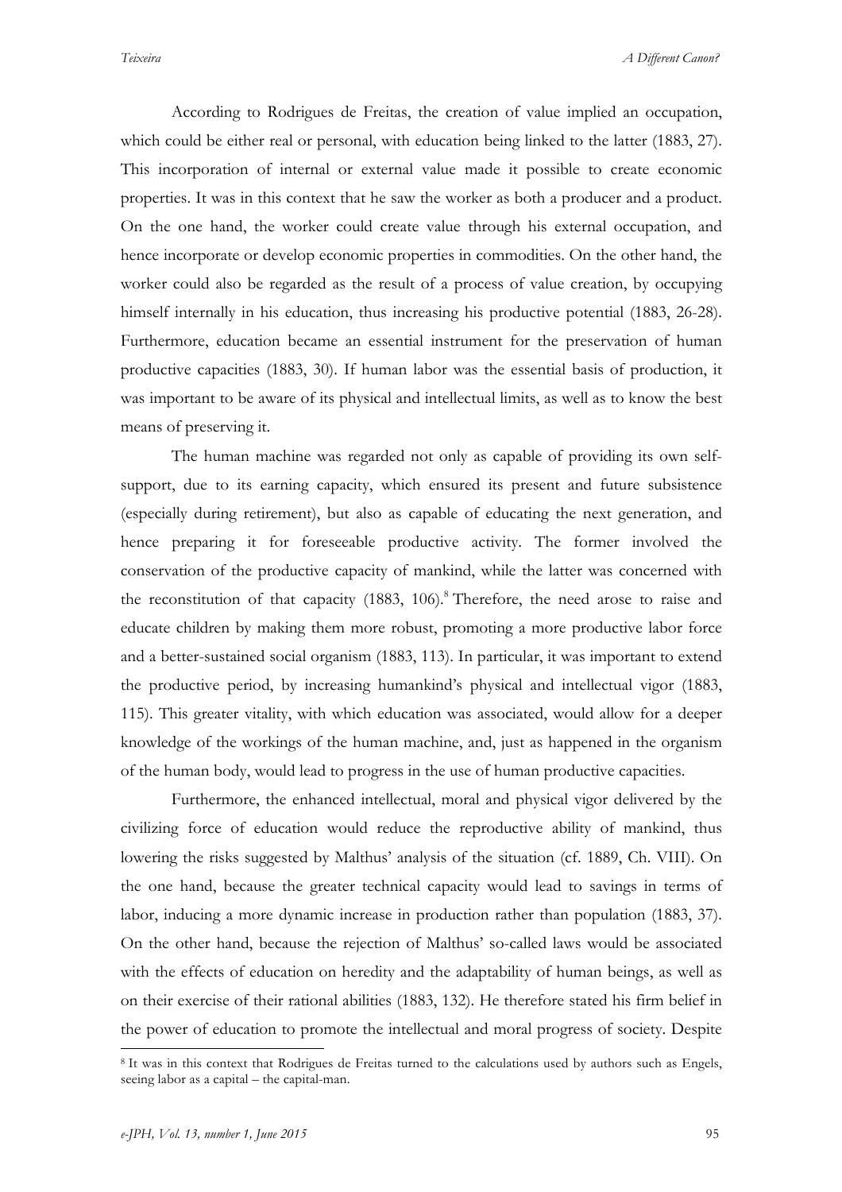According to Rodrigues de Freitas, the creation of value implied an occupation, which could be either real or personal, with education being linked to the latter (1883, 27). This incorporation of internal or external value made it possible to create economic properties. It was in this context that he saw the worker as both a producer and a product. On the one hand, the worker could create value through his external occupation, and hence incorporate or develop economic properties in commodities. On the other hand, the worker could also be regarded as the result of a process of value creation, by occupying himself internally in his education, thus increasing his productive potential (1883, 26-28). Furthermore, education became an essential instrument for the preservation of human productive capacities (1883, 30). If human labor was the essential basis of production, it was important to be aware of its physical and intellectual limits, as well as to know the best means of preserving it.

The human machine was regarded not only as capable of providing its own self-support, due to its earning capacity, which ensured its present and future subsistence (especially during retirement), but also as capable of educating the next generation, and hence preparing it for foreseeable productive activity. The former involved the conservation of the productive capacity of mankind, while the latter was concerned with the reconstitution of that capacity (1883, 106).[8] Therefore, the need arose to raise and educate children by making them more robust, promoting a more productive labor force and a better-sustained social organism (1883, 113). In particular, it was important to extend the productive period, by increasing humankind's physical and intellectual vigor (1883, 115). This greater vitality, with which education was associated, would allow for a deeper knowledge of the workings of the human machine, and, just as happened in the organism of the human body, would lead to progress in the use of human productive capacities.

Furthermore, the enhanced intellectual, moral and physical vigor delivered by the civilizing force of education would reduce the reproductive ability of mankind, thus lowering the risks suggested by Malthus' analysis of the situation (cf. 1889, Ch. VIII). On the one hand, because the greater technical capacity would lead to savings in terms of labor, inducing a more dynamic increase in production rather than population (1883, 37). On the other hand, because the rejection of Malthus' so-called laws would be associated with the effects of education on heredity and the adaptability of human beings, as well as on their exercise of their rational abilities (1883, 132). He therefore stated his firm belief in the power of education to promote the intellectual and moral progress of society. Despite

[8] It was in this context that Rodrigues de Freitas turned to the calculations used by authors such as Engels, seeing labor as a capital – the capital-man.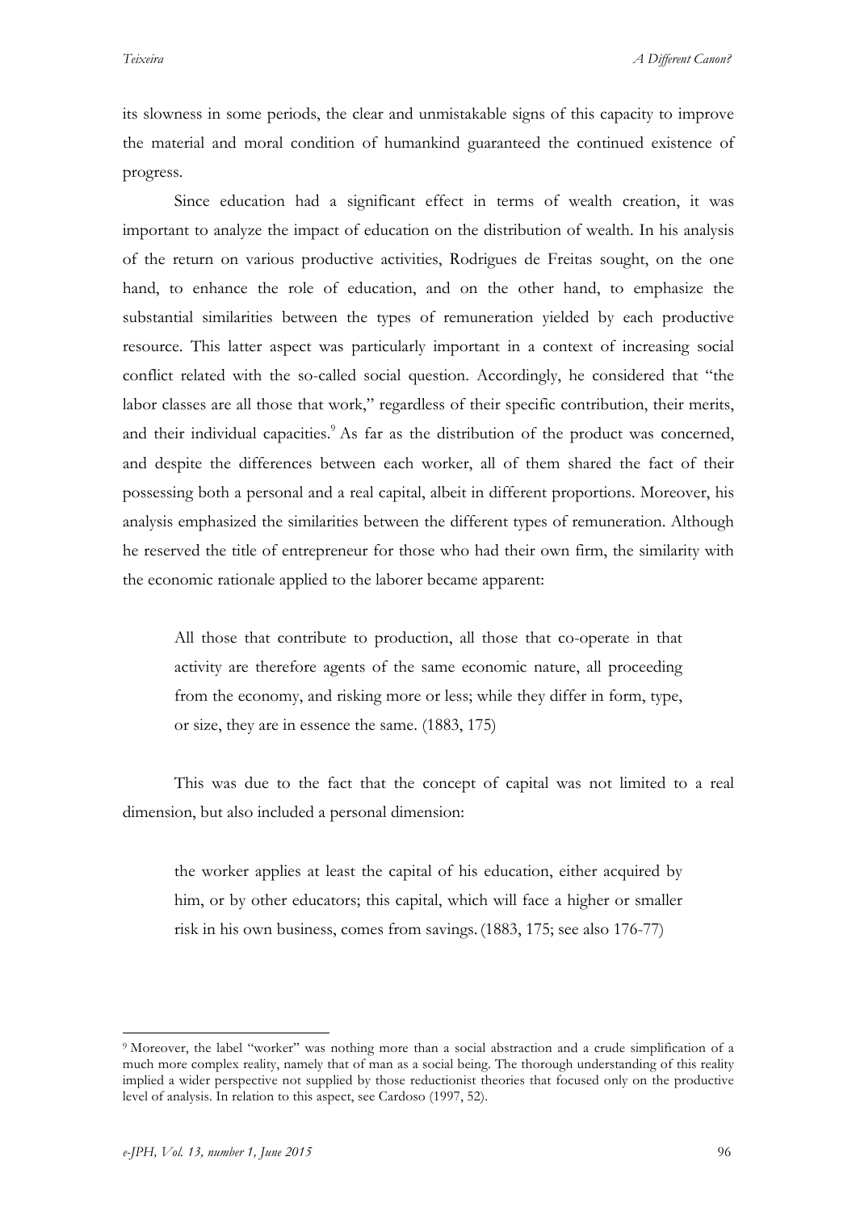its slowness in some periods, the clear and unmistakable signs of this capacity to improve the material and moral condition of humankind guaranteed the continued existence of progress.

Since education had a significant effect in terms of wealth creation, it was important to analyze the impact of education on the distribution of wealth. In his analysis of the return on various productive activities, Rodrigues de Freitas sought, on the one hand, to enhance the role of education, and on the other hand, to emphasize the substantial similarities between the types of remuneration yielded by each productive resource. This latter aspect was particularly important in a context of increasing social conflict related with the so-called social question. Accordingly, he considered that "the labor classes are all those that work," regardless of their specific contribution, their merits, and their individual capacities.[9] As far as the distribution of the product was concerned, and despite the differences between each worker, all of them shared the fact of their possessing both a personal and a real capital, albeit in different proportions. Moreover, his analysis emphasized the similarities between the different types of remuneration. Although he reserved the title of entrepreneur for those who had their own firm, the similarity with the economic rationale applied to the laborer became apparent:

> All those that contribute to production, all those that co-operate in that activity are therefore agents of the same economic nature, all proceeding from the economy, and risking more or less; while they differ in form, type, or size, they are in essence the same. (1883, 175)

This was due to the fact that the concept of capital was not limited to a real dimension, but also included a personal dimension:

> the worker applies at least the capital of his education, either acquired by him, or by other educators; this capital, which will face a higher or smaller risk in his own business, comes from savings. (1883, 175; see also 176-77)

---

[9] Moreover, the label "worker" was nothing more than a social abstraction and a crude simplification of a much more complex reality, namely that of man as a social being. The thorough understanding of this reality implied a wider perspective not supplied by those reductionist theories that focused only on the productive level of analysis. In relation to this aspect, see Cardoso (1997, 52).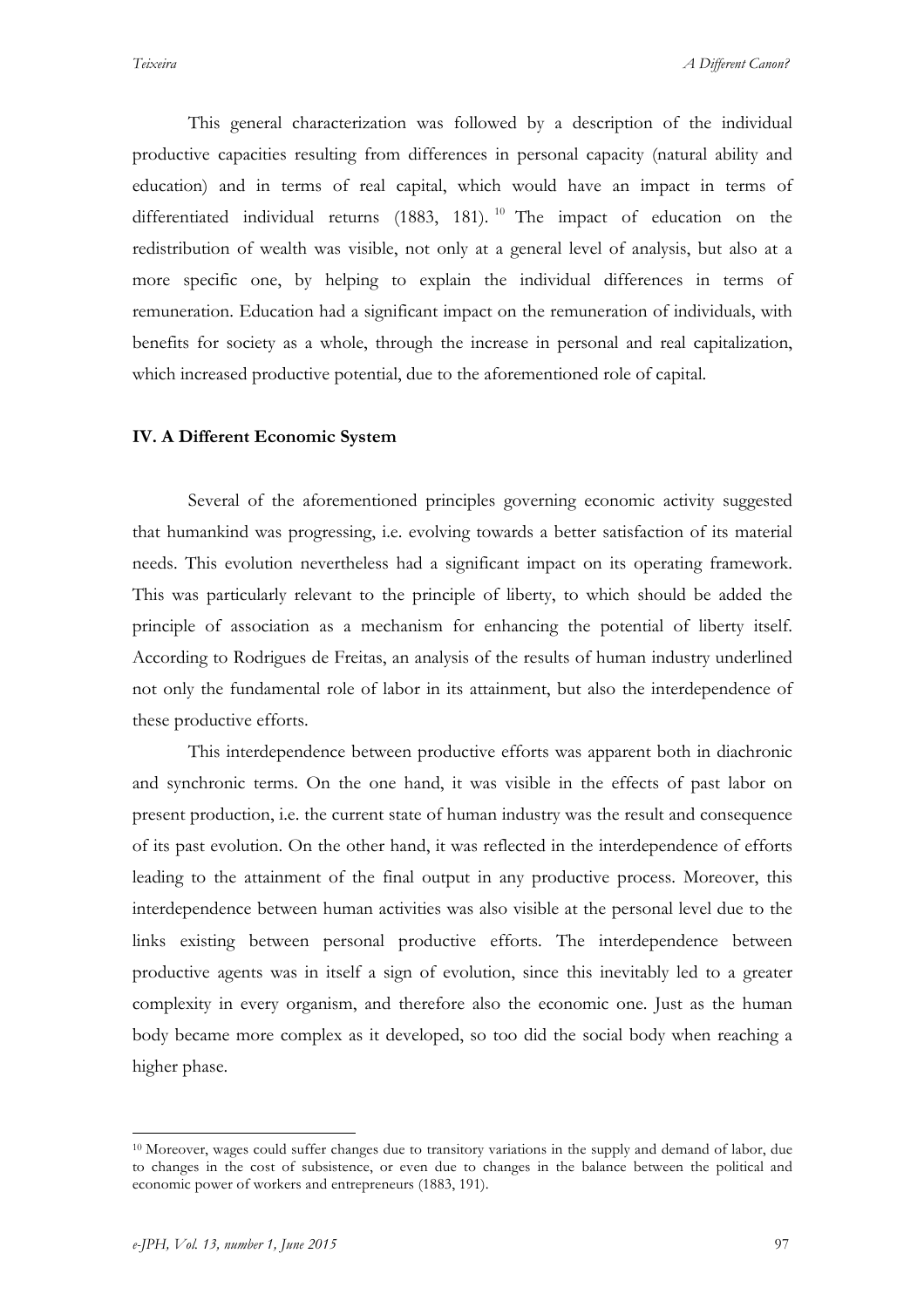This general characterization was followed by a description of the individual productive capacities resulting from differences in personal capacity (natural ability and education) and in terms of real capital, which would have an impact in terms of differentiated individual returns (1883, 181).[10] The impact of education on the redistribution of wealth was visible, not only at a general level of analysis, but also at a more specific one, by helping to explain the individual differences in terms of remuneration. Education had a significant impact on the remuneration of individuals, with benefits for society as a whole, through the increase in personal and real capitalization, which increased productive potential, due to the aforementioned role of capital.

## IV. A Different Economic System

Several of the aforementioned principles governing economic activity suggested that humankind was progressing, i.e. evolving towards a better satisfaction of its material needs. This evolution nevertheless had a significant impact on its operating framework. This was particularly relevant to the principle of liberty, to which should be added the principle of association as a mechanism for enhancing the potential of liberty itself. According to Rodrigues de Freitas, an analysis of the results of human industry underlined not only the fundamental role of labor in its attainment, but also the interdependence of these productive efforts.

This interdependence between productive efforts was apparent both in diachronic and synchronic terms. On the one hand, it was visible in the effects of past labor on present production, i.e. the current state of human industry was the result and consequence of its past evolution. On the other hand, it was reflected in the interdependence of efforts leading to the attainment of the final output in any productive process. Moreover, this interdependence between human activities was also visible at the personal level due to the links existing between personal productive efforts. The interdependence between productive agents was in itself a sign of evolution, since this inevitably led to a greater complexity in every organism, and therefore also the economic one. Just as the human body became more complex as it developed, so too did the social body when reaching a higher phase.

---

[10] Moreover, wages could suffer changes due to transitory variations in the supply and demand of labor, due to changes in the cost of subsistence, or even due to changes in the balance between the political and economic power of workers and entrepreneurs (1883, 191).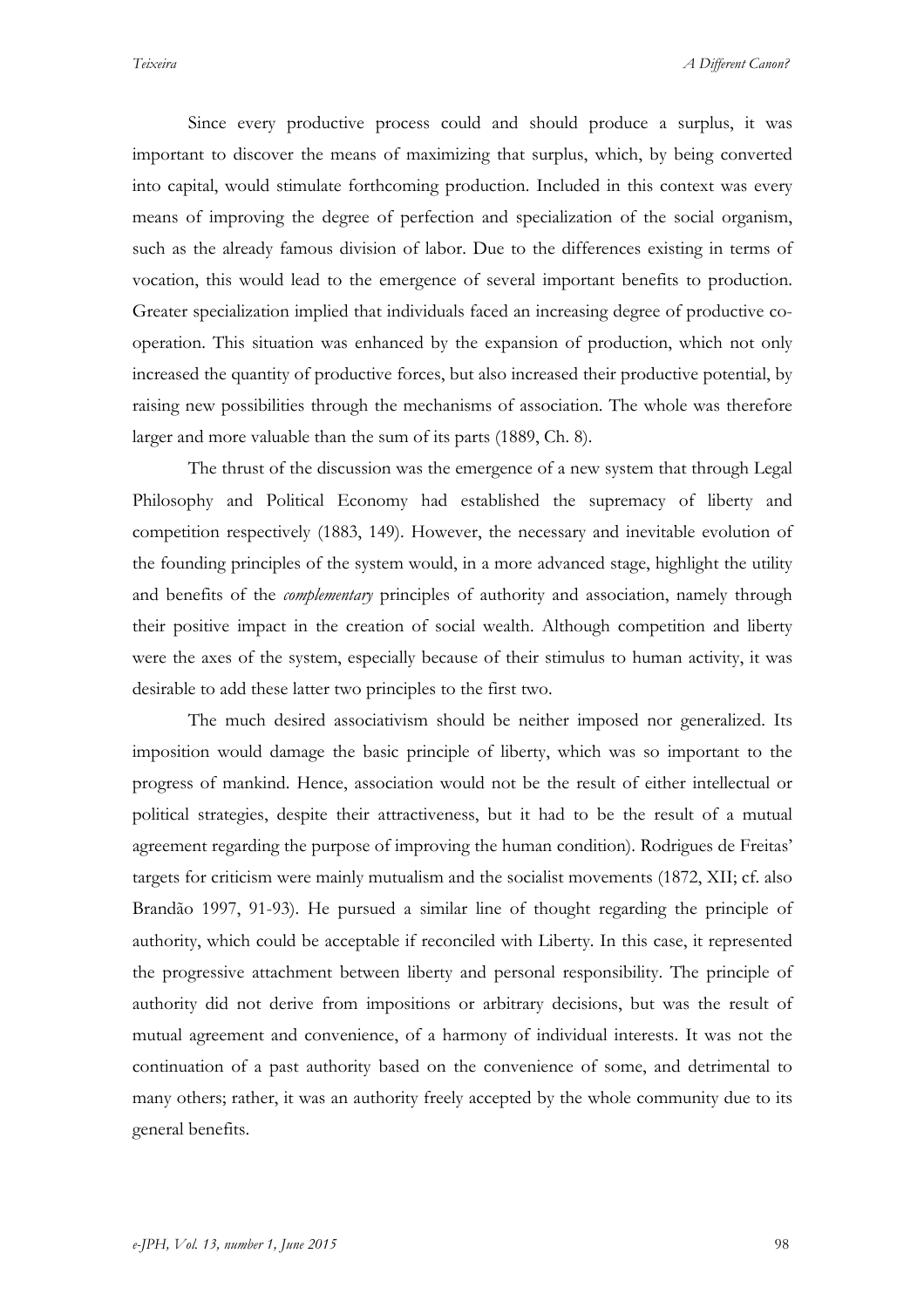Since every productive process could and should produce a surplus, it was important to discover the means of maximizing that surplus, which, by being converted into capital, would stimulate forthcoming production. Included in this context was every means of improving the degree of perfection and specialization of the social organism, such as the already famous division of labor. Due to the differences existing in terms of vocation, this would lead to the emergence of several important benefits to production. Greater specialization implied that individuals faced an increasing degree of productive co-operation. This situation was enhanced by the expansion of production, which not only increased the quantity of productive forces, but also increased their productive potential, by raising new possibilities through the mechanisms of association. The whole was therefore larger and more valuable than the sum of its parts (1889, Ch. 8).

The thrust of the discussion was the emergence of a new system that through Legal Philosophy and Political Economy had established the supremacy of liberty and competition respectively (1883, 149). However, the necessary and inevitable evolution of the founding principles of the system would, in a more advanced stage, highlight the utility and benefits of the *complementary* principles of authority and association, namely through their positive impact in the creation of social wealth. Although competition and liberty were the axes of the system, especially because of their stimulus to human activity, it was desirable to add these latter two principles to the first two.

The much desired associativism should be neither imposed nor generalized. Its imposition would damage the basic principle of liberty, which was so important to the progress of mankind. Hence, association would not be the result of either intellectual or political strategies, despite their attractiveness, but it had to be the result of a mutual agreement regarding the purpose of improving the human condition). Rodrigues de Freitas' targets for criticism were mainly mutualism and the socialist movements (1872, XII; cf. also Brandão 1997, 91-93). He pursued a similar line of thought regarding the principle of authority, which could be acceptable if reconciled with Liberty. In this case, it represented the progressive attachment between liberty and personal responsibility. The principle of authority did not derive from impositions or arbitrary decisions, but was the result of mutual agreement and convenience, of a harmony of individual interests. It was not the continuation of a past authority based on the convenience of some, and detrimental to many others; rather, it was an authority freely accepted by the whole community due to its general benefits.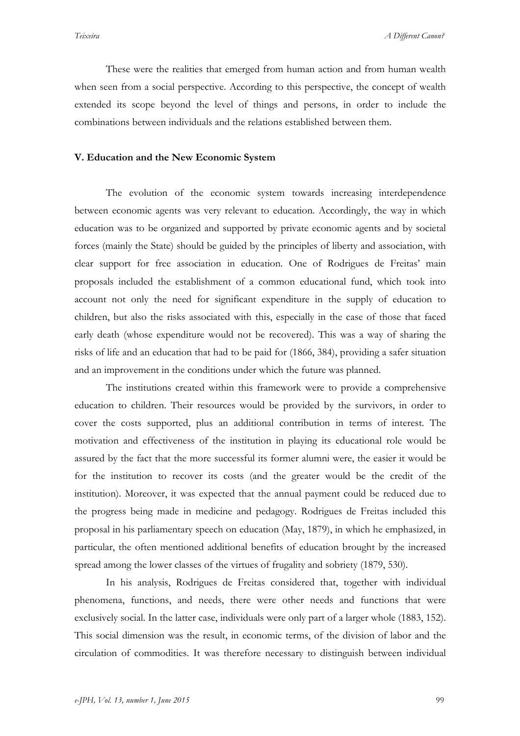These were the realities that emerged from human action and from human wealth when seen from a social perspective. According to this perspective, the concept of wealth extended its scope beyond the level of things and persons, in order to include the combinations between individuals and the relations established between them.

## V. Education and the New Economic System

The evolution of the economic system towards increasing interdependence between economic agents was very relevant to education. Accordingly, the way in which education was to be organized and supported by private economic agents and by societal forces (mainly the State) should be guided by the principles of liberty and association, with clear support for free association in education. One of Rodrigues de Freitas' main proposals included the establishment of a common educational fund, which took into account not only the need for significant expenditure in the supply of education to children, but also the risks associated with this, especially in the case of those that faced early death (whose expenditure would not be recovered). This was a way of sharing the risks of life and an education that had to be paid for (1866, 384), providing a safer situation and an improvement in the conditions under which the future was planned.

The institutions created within this framework were to provide a comprehensive education to children. Their resources would be provided by the survivors, in order to cover the costs supported, plus an additional contribution in terms of interest. The motivation and effectiveness of the institution in playing its educational role would be assured by the fact that the more successful its former alumni were, the easier it would be for the institution to recover its costs (and the greater would be the credit of the institution). Moreover, it was expected that the annual payment could be reduced due to the progress being made in medicine and pedagogy. Rodrigues de Freitas included this proposal in his parliamentary speech on education (May, 1879), in which he emphasized, in particular, the often mentioned additional benefits of education brought by the increased spread among the lower classes of the virtues of frugality and sobriety (1879, 530).

In his analysis, Rodrigues de Freitas considered that, together with individual phenomena, functions, and needs, there were other needs and functions that were exclusively social. In the latter case, individuals were only part of a larger whole (1883, 152). This social dimension was the result, in economic terms, of the division of labor and the circulation of commodities. It was therefore necessary to distinguish between individual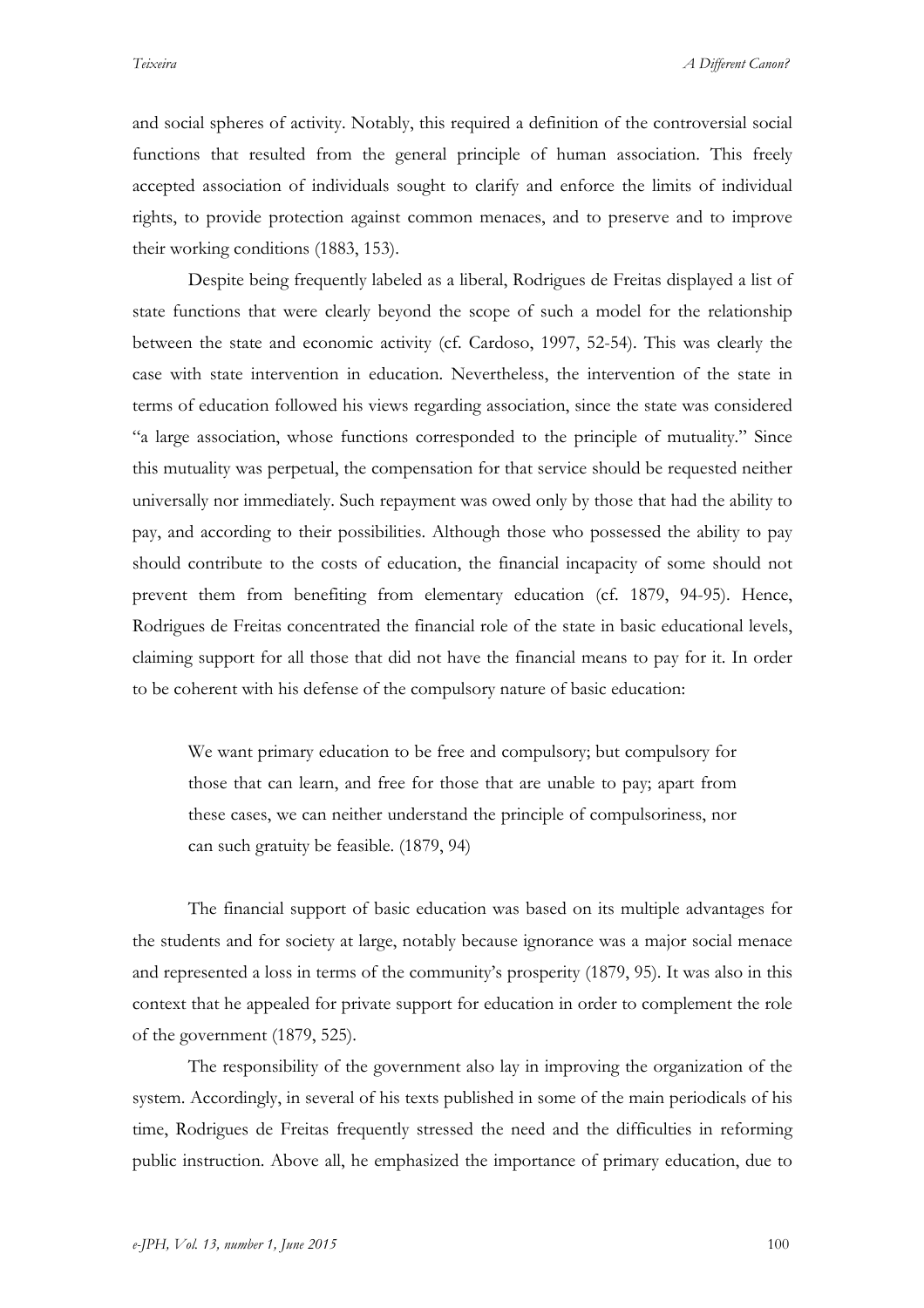and social spheres of activity. Notably, this required a definition of the controversial social functions that resulted from the general principle of human association. This freely accepted association of individuals sought to clarify and enforce the limits of individual rights, to provide protection against common menaces, and to preserve and to improve their working conditions (1883, 153).

Despite being frequently labeled as a liberal, Rodrigues de Freitas displayed a list of state functions that were clearly beyond the scope of such a model for the relationship between the state and economic activity (cf. Cardoso, 1997, 52-54). This was clearly the case with state intervention in education. Nevertheless, the intervention of the state in terms of education followed his views regarding association, since the state was considered "a large association, whose functions corresponded to the principle of mutuality." Since this mutuality was perpetual, the compensation for that service should be requested neither universally nor immediately. Such repayment was owed only by those that had the ability to pay, and according to their possibilities. Although those who possessed the ability to pay should contribute to the costs of education, the financial incapacity of some should not prevent them from benefiting from elementary education (cf. 1879, 94-95). Hence, Rodrigues de Freitas concentrated the financial role of the state in basic educational levels, claiming support for all those that did not have the financial means to pay for it. In order to be coherent with his defense of the compulsory nature of basic education:

> We want primary education to be free and compulsory; but compulsory for those that can learn, and free for those that are unable to pay; apart from these cases, we can neither understand the principle of compulsoriness, nor can such gratuity be feasible. (1879, 94)

The financial support of basic education was based on its multiple advantages for the students and for society at large, notably because ignorance was a major social menace and represented a loss in terms of the community's prosperity (1879, 95). It was also in this context that he appealed for private support for education in order to complement the role of the government (1879, 525).

The responsibility of the government also lay in improving the organization of the system. Accordingly, in several of his texts published in some of the main periodicals of his time, Rodrigues de Freitas frequently stressed the need and the difficulties in reforming public instruction. Above all, he emphasized the importance of primary education, due to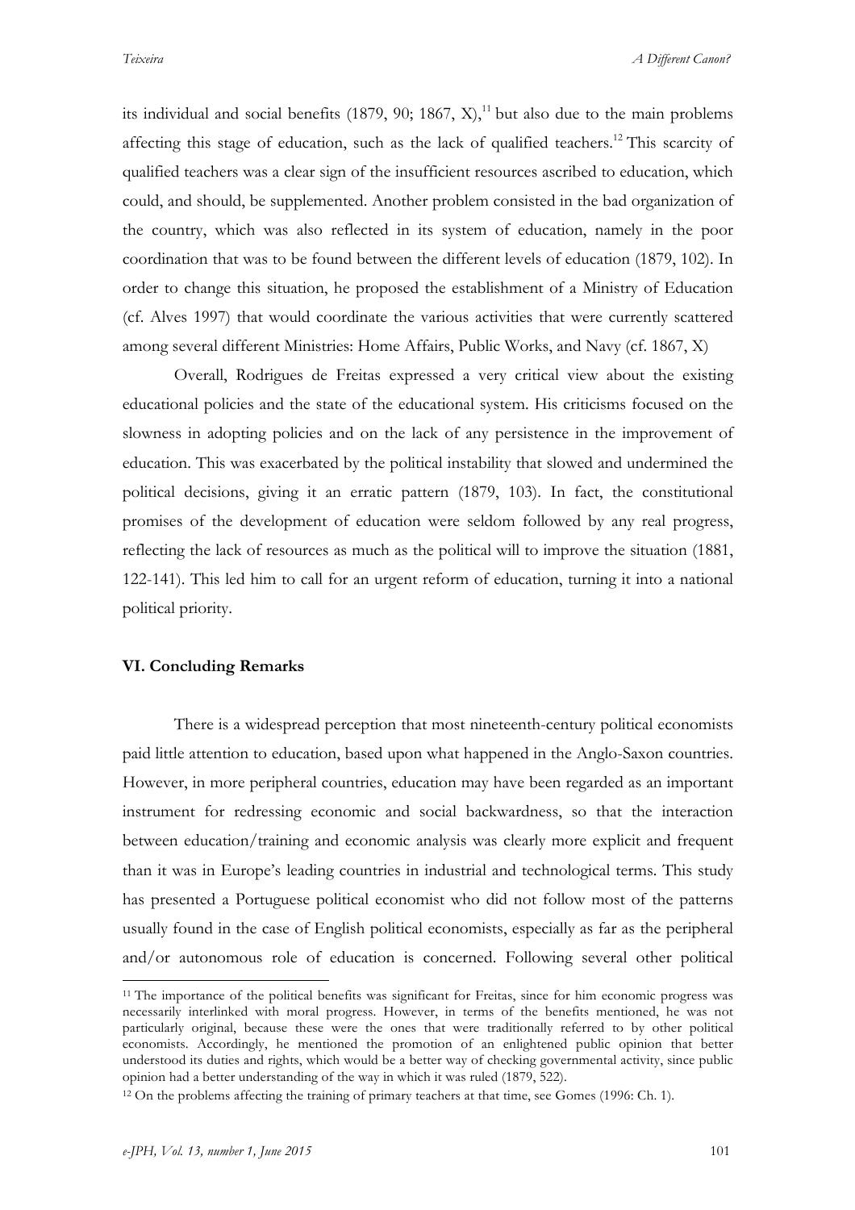its individual and social benefits (1879, 90; 1867, X),[11] but also due to the main problems affecting this stage of education, such as the lack of qualified teachers.[12] This scarcity of qualified teachers was a clear sign of the insufficient resources ascribed to education, which could, and should, be supplemented. Another problem consisted in the bad organization of the country, which was also reflected in its system of education, namely in the poor coordination that was to be found between the different levels of education (1879, 102). In order to change this situation, he proposed the establishment of a Ministry of Education (cf. Alves 1997) that would coordinate the various activities that were currently scattered among several different Ministries: Home Affairs, Public Works, and Navy (cf. 1867, X)

Overall, Rodrigues de Freitas expressed a very critical view about the existing educational policies and the state of the educational system. His criticisms focused on the slowness in adopting policies and on the lack of any persistence in the improvement of education. This was exacerbated by the political instability that slowed and undermined the political decisions, giving it an erratic pattern (1879, 103). In fact, the constitutional promises of the development of education were seldom followed by any real progress, reflecting the lack of resources as much as the political will to improve the situation (1881, 122-141). This led him to call for an urgent reform of education, turning it into a national political priority.

### VI. Concluding Remarks

There is a widespread perception that most nineteenth-century political economists paid little attention to education, based upon what happened in the Anglo-Saxon countries. However, in more peripheral countries, education may have been regarded as an important instrument for redressing economic and social backwardness, so that the interaction between education/training and economic analysis was clearly more explicit and frequent than it was in Europe's leading countries in industrial and technological terms. This study has presented a Portuguese political economist who did not follow most of the patterns usually found in the case of English political economists, especially as far as the peripheral and/or autonomous role of education is concerned. Following several other political

---

[11] The importance of the political benefits was significant for Freitas, since for him economic progress was necessarily interlinked with moral progress. However, in terms of the benefits mentioned, he was not particularly original, because these were the ones that were traditionally referred to by other political economists. Accordingly, he mentioned the promotion of an enlightened public opinion that better understood its duties and rights, which would be a better way of checking governmental activity, since public opinion had a better understanding of the way in which it was ruled (1879, 522).

[12] On the problems affecting the training of primary teachers at that time, see Gomes (1996: Ch. 1).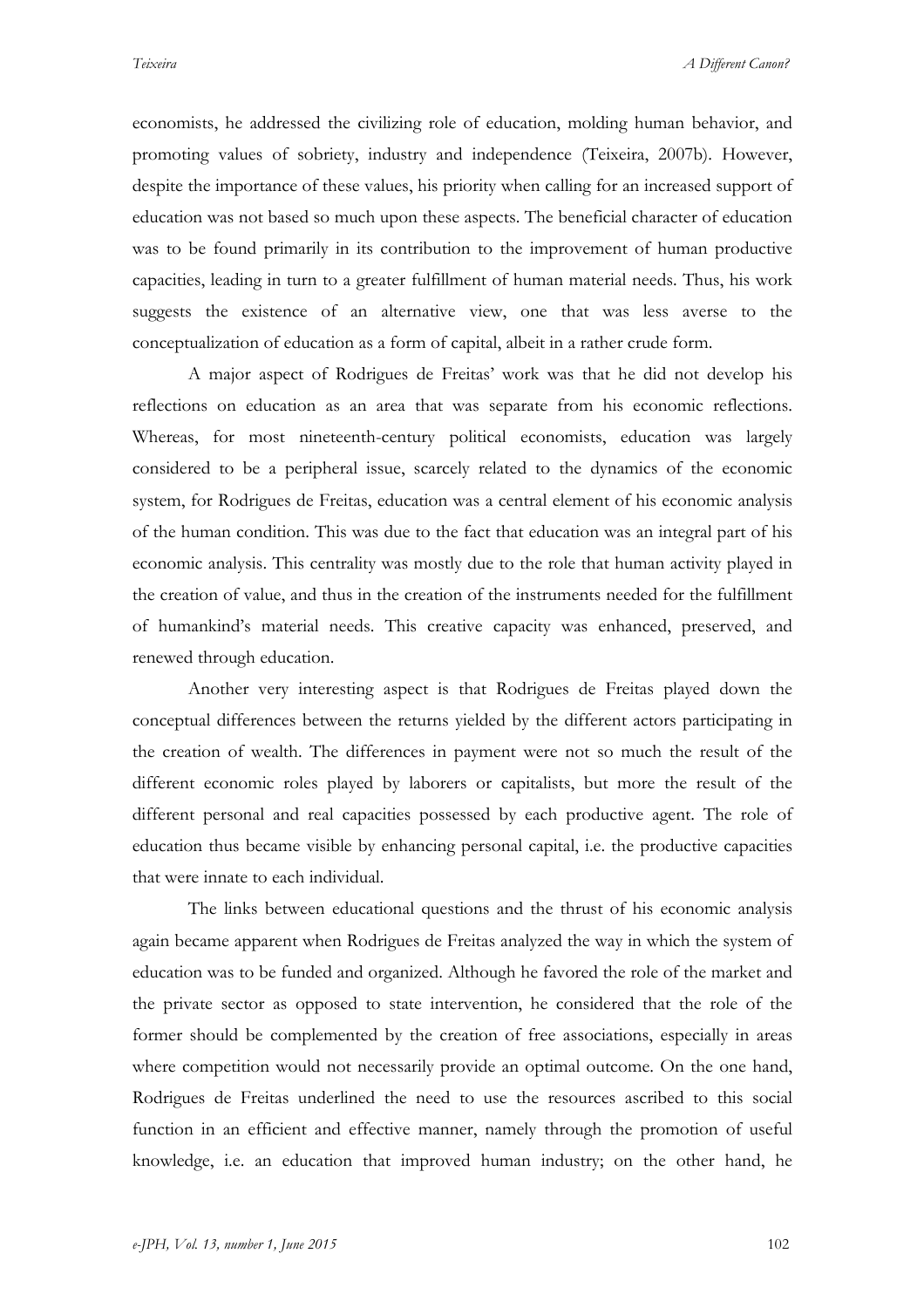economists, he addressed the civilizing role of education, molding human behavior, and promoting values of sobriety, industry and independence (Teixeira, 2007b). However, despite the importance of these values, his priority when calling for an increased support of education was not based so much upon these aspects. The beneficial character of education was to be found primarily in its contribution to the improvement of human productive capacities, leading in turn to a greater fulfillment of human material needs. Thus, his work suggests the existence of an alternative view, one that was less averse to the conceptualization of education as a form of capital, albeit in a rather crude form.

A major aspect of Rodrigues de Freitas' work was that he did not develop his reflections on education as an area that was separate from his economic reflections. Whereas, for most nineteenth-century political economists, education was largely considered to be a peripheral issue, scarcely related to the dynamics of the economic system, for Rodrigues de Freitas, education was a central element of his economic analysis of the human condition. This was due to the fact that education was an integral part of his economic analysis. This centrality was mostly due to the role that human activity played in the creation of value, and thus in the creation of the instruments needed for the fulfillment of humankind's material needs. This creative capacity was enhanced, preserved, and renewed through education.

Another very interesting aspect is that Rodrigues de Freitas played down the conceptual differences between the returns yielded by the different actors participating in the creation of wealth. The differences in payment were not so much the result of the different economic roles played by laborers or capitalists, but more the result of the different personal and real capacities possessed by each productive agent. The role of education thus became visible by enhancing personal capital, i.e. the productive capacities that were innate to each individual.

The links between educational questions and the thrust of his economic analysis again became apparent when Rodrigues de Freitas analyzed the way in which the system of education was to be funded and organized. Although he favored the role of the market and the private sector as opposed to state intervention, he considered that the role of the former should be complemented by the creation of free associations, especially in areas where competition would not necessarily provide an optimal outcome. On the one hand, Rodrigues de Freitas underlined the need to use the resources ascribed to this social function in an efficient and effective manner, namely through the promotion of useful knowledge, i.e. an education that improved human industry; on the other hand, he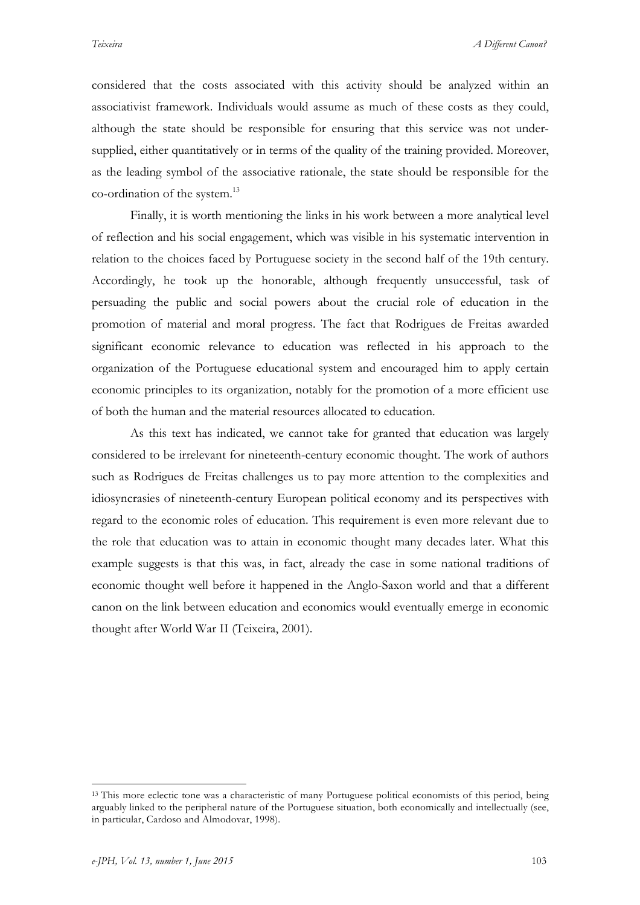considered that the costs associated with this activity should be analyzed within an associativist framework. Individuals would assume as much of these costs as they could, although the state should be responsible for ensuring that this service was not under-supplied, either quantitatively or in terms of the quality of the training provided. Moreover, as the leading symbol of the associative rationale, the state should be responsible for the co-ordination of the system.[13]

Finally, it is worth mentioning the links in his work between a more analytical level of reflection and his social engagement, which was visible in his systematic intervention in relation to the choices faced by Portuguese society in the second half of the 19th century. Accordingly, he took up the honorable, although frequently unsuccessful, task of persuading the public and social powers about the crucial role of education in the promotion of material and moral progress. The fact that Rodrigues de Freitas awarded significant economic relevance to education was reflected in his approach to the organization of the Portuguese educational system and encouraged him to apply certain economic principles to its organization, notably for the promotion of a more efficient use of both the human and the material resources allocated to education.

As this text has indicated, we cannot take for granted that education was largely considered to be irrelevant for nineteenth-century economic thought. The work of authors such as Rodrigues de Freitas challenges us to pay more attention to the complexities and idiosyncrasies of nineteenth-century European political economy and its perspectives with regard to the economic roles of education. This requirement is even more relevant due to the role that education was to attain in economic thought many decades later. What this example suggests is that this was, in fact, already the case in some national traditions of economic thought well before it happened in the Anglo-Saxon world and that a different canon on the link between education and economics would eventually emerge in economic thought after World War II (Teixeira, 2001).

---

[13] This more eclectic tone was a characteristic of many Portuguese political economists of this period, being arguably linked to the peripheral nature of the Portuguese situation, both economically and intellectually (see, in particular, Cardoso and Almodovar, 1998).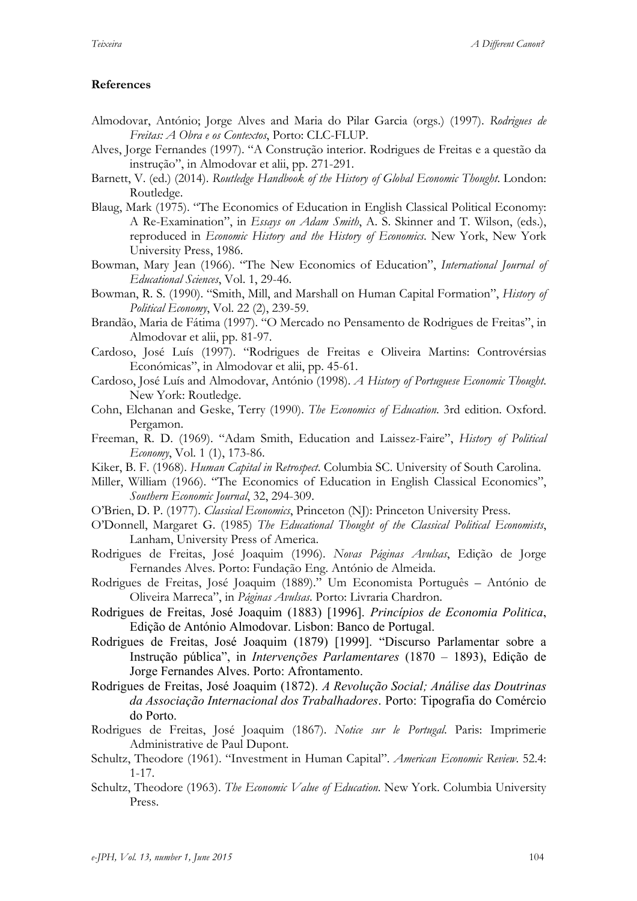### References

Almodovar, António; Jorge Alves and Maria do Pilar Garcia (orgs.) (1997). *Rodrigues de Freitas: A Obra e os Contextos*, Porto: CLC-FLUP.

Alves, Jorge Fernandes (1997). "A Construção interior. Rodrigues de Freitas e a questão da instrução", in Almodovar et alii, pp. 271-291.

Barnett, V. (ed.) (2014). *Routledge Handbook of the History of Global Economic Thought*. London: Routledge.

Blaug, Mark (1975). "The Economics of Education in English Classical Political Economy: A Re-Examination", in *Essays on Adam Smith*, A. S. Skinner and T. Wilson, (eds.), reproduced in *Economic History and the History of Economics*. New York, New York University Press, 1986.

Bowman, Mary Jean (1966). "The New Economics of Education", *International Journal of Educational Sciences*, Vol. 1, 29-46.

Bowman, R. S. (1990). "Smith, Mill, and Marshall on Human Capital Formation", *History of Political Economy*, Vol. 22 (2), 239-59.

Brandão, Maria de Fátima (1997). "O Mercado no Pensamento de Rodrigues de Freitas", in Almodovar et alii, pp. 81-97.

Cardoso, José Luís (1997). "Rodrigues de Freitas e Oliveira Martins: Controvérsias Económicas", in Almodovar et alii, pp. 45-61.

Cardoso, José Luís and Almodovar, António (1998). *A History of Portuguese Economic Thought*. New York: Routledge.

Cohn, Elchanan and Geske, Terry (1990). *The Economics of Education*. 3rd edition. Oxford. Pergamon.

Freeman, R. D. (1969). "Adam Smith, Education and Laissez-Faire", *History of Political Economy*, Vol. 1 (1), 173-86.

Kiker, B. F. (1968). *Human Capital in Retrospect*. Columbia SC. University of South Carolina.

Miller, William (1966). "The Economics of Education in English Classical Economics", *Southern Economic Journal*, 32, 294-309.

O'Brien, D. P. (1977). *Classical Economics*, Princeton (NJ): Princeton University Press.

O'Donnell, Margaret G. (1985) *The Educational Thought of the Classical Political Economists*, Lanham, University Press of America.

Rodrigues de Freitas, José Joaquim (1996). *Novas Páginas Avulsas*, Edição de Jorge Fernandes Alves. Porto: Fundação Eng. António de Almeida.

Rodrigues de Freitas, José Joaquim (1889)." Um Economista Português – António de Oliveira Marreca", in *Páginas Avulsas*. Porto: Livraria Chardron.

Rodrigues de Freitas, José Joaquim (1883) [1996]. *Princípios de Economia Politica*, Edição de António Almodovar. Lisbon: Banco de Portugal.

Rodrigues de Freitas, José Joaquim (1879) [1999]. "Discurso Parlamentar sobre a Instrução pública", in *Intervenções Parlamentares* (1870 – 1893), Edição de Jorge Fernandes Alves. Porto: Afrontamento.

Rodrigues de Freitas, José Joaquim (1872). *A Revolução Social; Análise das Doutrinas da Associação Internacional dos Trabalhadores*. Porto: Tipografia do Comércio do Porto.

Rodrigues de Freitas, José Joaquim (1867). *Notice sur le Portugal*. Paris: Imprimerie Administrative de Paul Dupont.

Schultz, Theodore (1961). "Investment in Human Capital". *American Economic Review*. 52.4: 1-17.

Schultz, Theodore (1963). *The Economic Value of Education*. New York. Columbia University Press.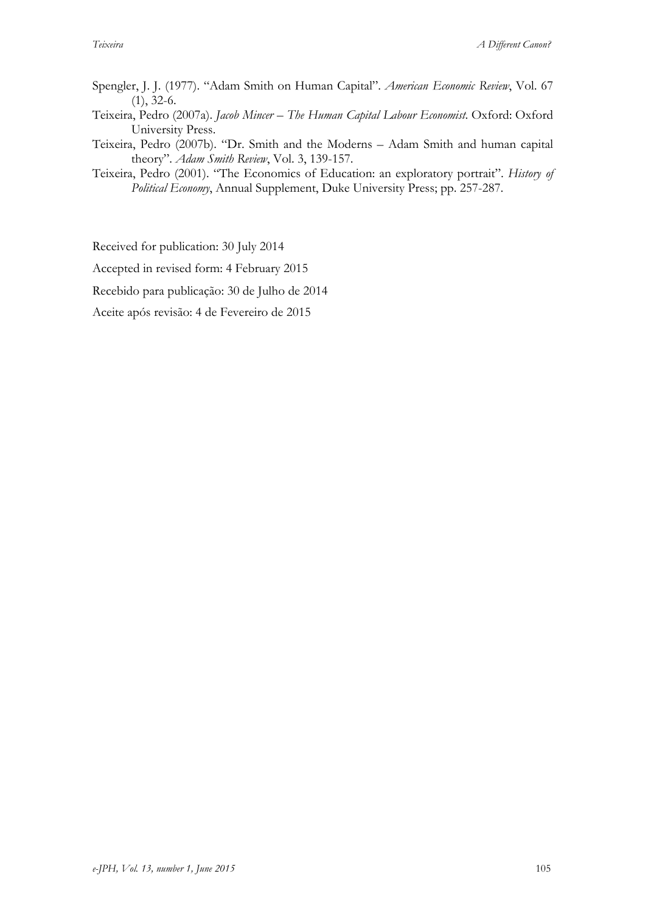Spengler, J. J. (1977). "Adam Smith on Human Capital". *American Economic Review*, Vol. 67 (1), 32-6.

Teixeira, Pedro (2007a). *Jacob Mincer – The Human Capital Labour Economist*. Oxford: Oxford University Press.

Teixeira, Pedro (2007b). "Dr. Smith and the Moderns – Adam Smith and human capital theory". *Adam Smith Review*, Vol. 3, 139-157.

Teixeira, Pedro (2001). "The Economics of Education: an exploratory portrait". *History of Political Economy*, Annual Supplement, Duke University Press; pp. 257-287.

Received for publication: 30 July 2014

Accepted in revised form: 4 February 2015

Recebido para publicação: 30 de Julho de 2014

Aceite após revisão: 4 de Fevereiro de 2015